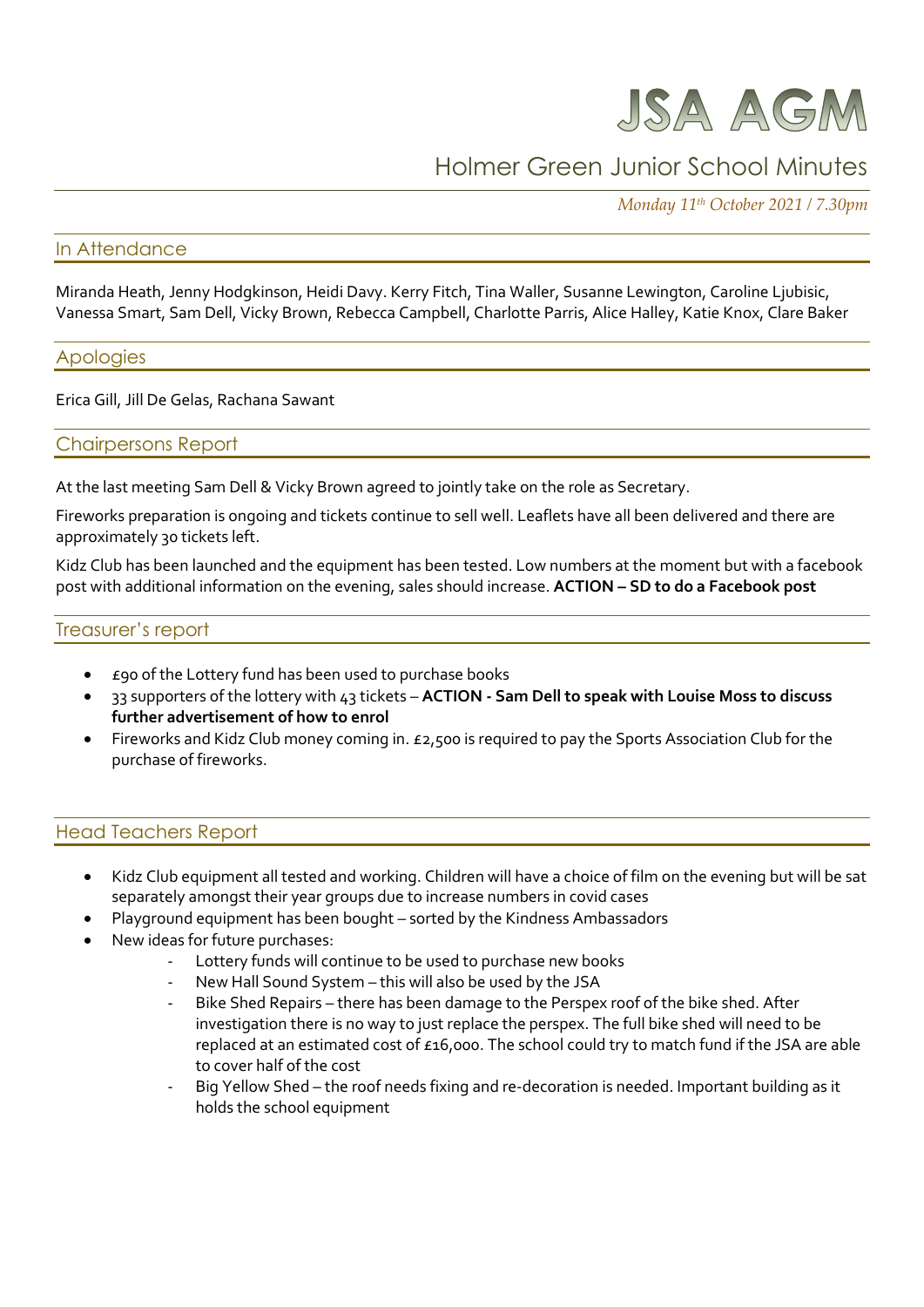# JSA AGM

## Holmer Green Junior School Minutes

*Monday 11th October 2021 / 7.30pm*

## In Attendance

Miranda Heath, Jenny Hodgkinson, Heidi Davy. Kerry Fitch, Tina Waller, Susanne Lewington, Caroline Ljubisic, Vanessa Smart, Sam Dell, Vicky Brown, Rebecca Campbell, Charlotte Parris, Alice Halley, Katie Knox, Clare Baker

## Apologies

Erica Gill, Jill De Gelas, Rachana Sawant

## Chairpersons Report

At the last meeting Sam Dell & Vicky Brown agreed to jointly take on the role as Secretary.

Fireworks preparation is ongoing and tickets continue to sell well. Leaflets have all been delivered and there are approximately 30 tickets left.

Kidz Club has been launched and the equipment has been tested. Low numbers at the moment but with a facebook post with additional information on the evening, sales should increase. **ACTION – SD to do a Facebook post**

## Treasurer's report

- £90 of the Lottery fund has been used to purchase books
- 33 supporters of the lottery with 43 tickets – **ACTION - Sam Dell to speak with Louise Moss to discuss further advertisement of how to enrol**
- Fireworks and Kidz Club money coming in. £2,500 is required to pay the Sports Association Club for the purchase of fireworks.

## Head Teachers Report

- Kidz Club equipment all tested and working. Children will have a choice of film on the evening but will be sat separately amongst their year groups due to increase numbers in covid cases
- Playground equipment has been bought – sorted by the Kindness Ambassadors
- New ideas for future purchases:
  - Lottery funds will continue to be used to purchase new books
  - New Hall Sound System – this will also be used by the JSA
  - Bike Shed Repairs – there has been damage to the Perspex roof of the bike shed. After investigation there is no way to just replace the perspex. The full bike shed will need to be replaced at an estimated cost of £16,000. The school could try to match fund if the JSA are able to cover half of the cost
  - Big Yellow Shed – the roof needs fixing and re-decoration is needed. Important building as it holds the school equipment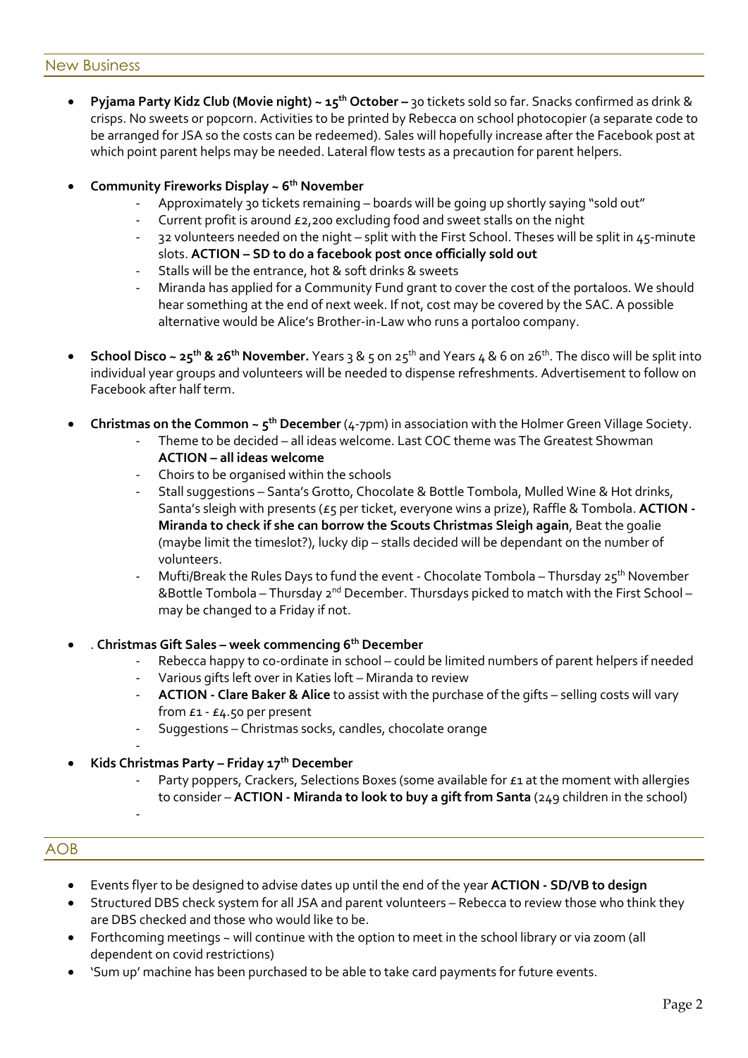## New Business

- **Pyjama Party Kidz Club (Movie night) ~ 15th October –** 30 tickets sold so far. Snacks confirmed as drink & crisps. No sweets or popcorn. Activities to be printed by Rebecca on school photocopier (a separate code to be arranged for JSA so the costs can be redeemed). Sales will hopefully increase after the Facebook post at which point parent helps may be needed. Lateral flow tests as a precaution for parent helpers.

- **Community Fireworks Display ~ 6th November**
  - Approximately 30 tickets remaining – boards will be going up shortly saying "sold out"
  - Current profit is around £2,200 excluding food and sweet stalls on the night
  - 32 volunteers needed on the night – split with the First School. Theses will be split in 45-minute slots. **ACTION – SD to do a facebook post once officially sold out**
  - Stalls will be the entrance, hot & soft drinks & sweets
  - Miranda has applied for a Community Fund grant to cover the cost of the portaloos. We should hear something at the end of next week. If not, cost may be covered by the SAC. A possible alternative would be Alice's Brother-in-Law who runs a portaloo company.

- **School Disco ~ 25th & 26th November.** Years 3 & 5 on 25th and Years 4 & 6 on 26th. The disco will be split into individual year groups and volunteers will be needed to dispense refreshments. Advertisement to follow on Facebook after half term.

- **Christmas on the Common ~ 5th December** (4-7pm) in association with the Holmer Green Village Society.
  - Theme to be decided – all ideas welcome. Last COC theme was The Greatest Showman **ACTION – all ideas welcome**
  - Choirs to be organised within the schools
  - Stall suggestions – Santa's Grotto, Chocolate & Bottle Tombola, Mulled Wine & Hot drinks, Santa's sleigh with presents (£5 per ticket, everyone wins a prize), Raffle & Tombola. **ACTION - Miranda to check if she can borrow the Scouts Christmas Sleigh again**, Beat the goalie (maybe limit the timeslot?), lucky dip – stalls decided will be dependant on the number of volunteers.
  - Mufti/Break the Rules Days to fund the event - Chocolate Tombola – Thursday 25th November &Bottle Tombola – Thursday 2nd December. Thursdays picked to match with the First School – may be changed to a Friday if not.

- . **Christmas Gift Sales – week commencing 6th December**
  - Rebecca happy to co-ordinate in school – could be limited numbers of parent helpers if needed
  - Various gifts left over in Katies loft – Miranda to review
  - **ACTION - Clare Baker & Alice** to assist with the purchase of the gifts – selling costs will vary from £1 - £4.50 per present
  - Suggestions – Christmas socks, candles, chocolate orange
  -

- **Kids Christmas Party – Friday 17th December**
  - Party poppers, Crackers, Selections Boxes (some available for £1 at the moment with allergies to consider – **ACTION - Miranda to look to buy a gift from Santa** (249 children in the school)
  -

## AOB

- Events flyer to be designed to advise dates up until the end of the year **ACTION - SD/VB to design**
- Structured DBS check system for all JSA and parent volunteers – Rebecca to review those who think they are DBS checked and those who would like to be.
- Forthcoming meetings ~ will continue with the option to meet in the school library or via zoom (all dependent on covid restrictions)
- 'Sum up' machine has been purchased to be able to take card payments for future events.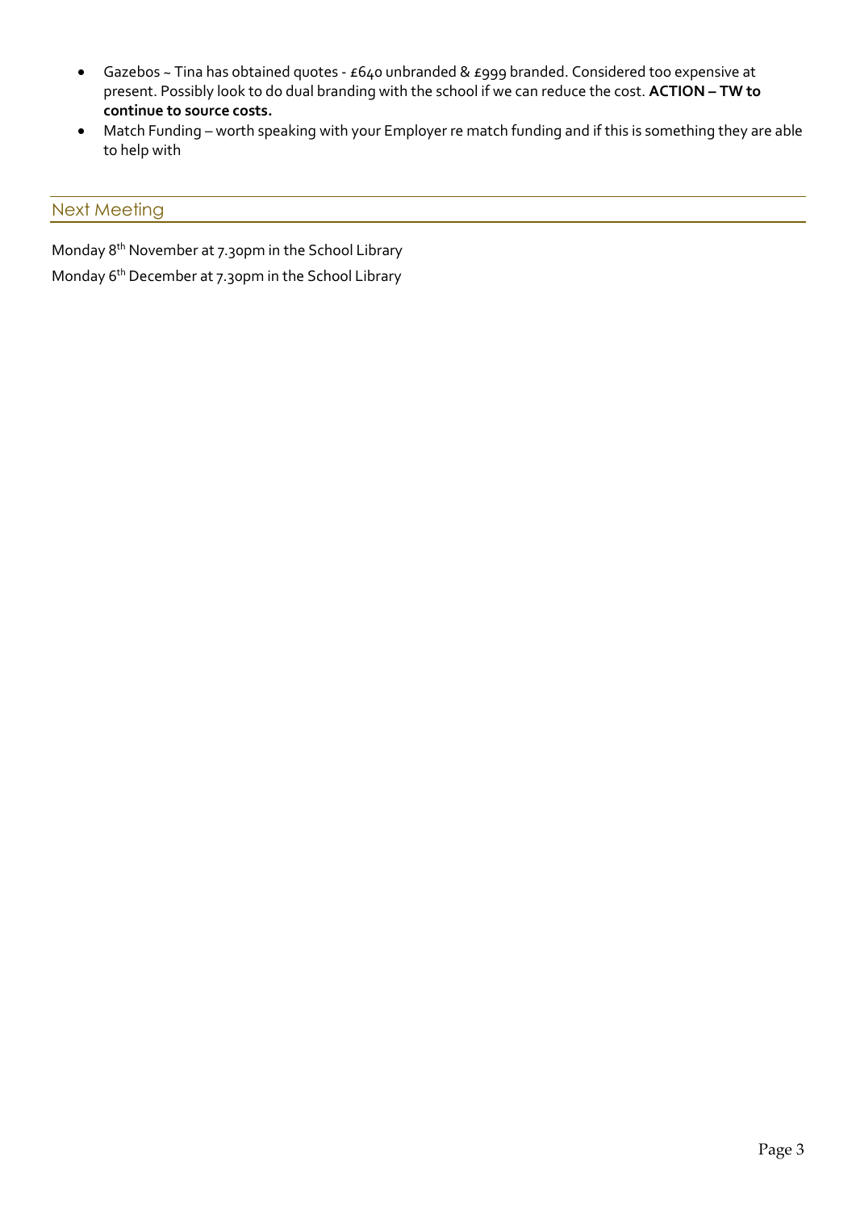- Gazebos ~ Tina has obtained quotes - £640 unbranded & £999 branded. Considered too expensive at present. Possibly look to do dual branding with the school if we can reduce the cost. **ACTION – TW to continue to source costs.**
- Match Funding – worth speaking with your Employer re match funding and if this is something they are able to help with

## Next Meeting

Monday 8th November at 7.30pm in the School Library

Monday 6th December at 7.30pm in the School Library